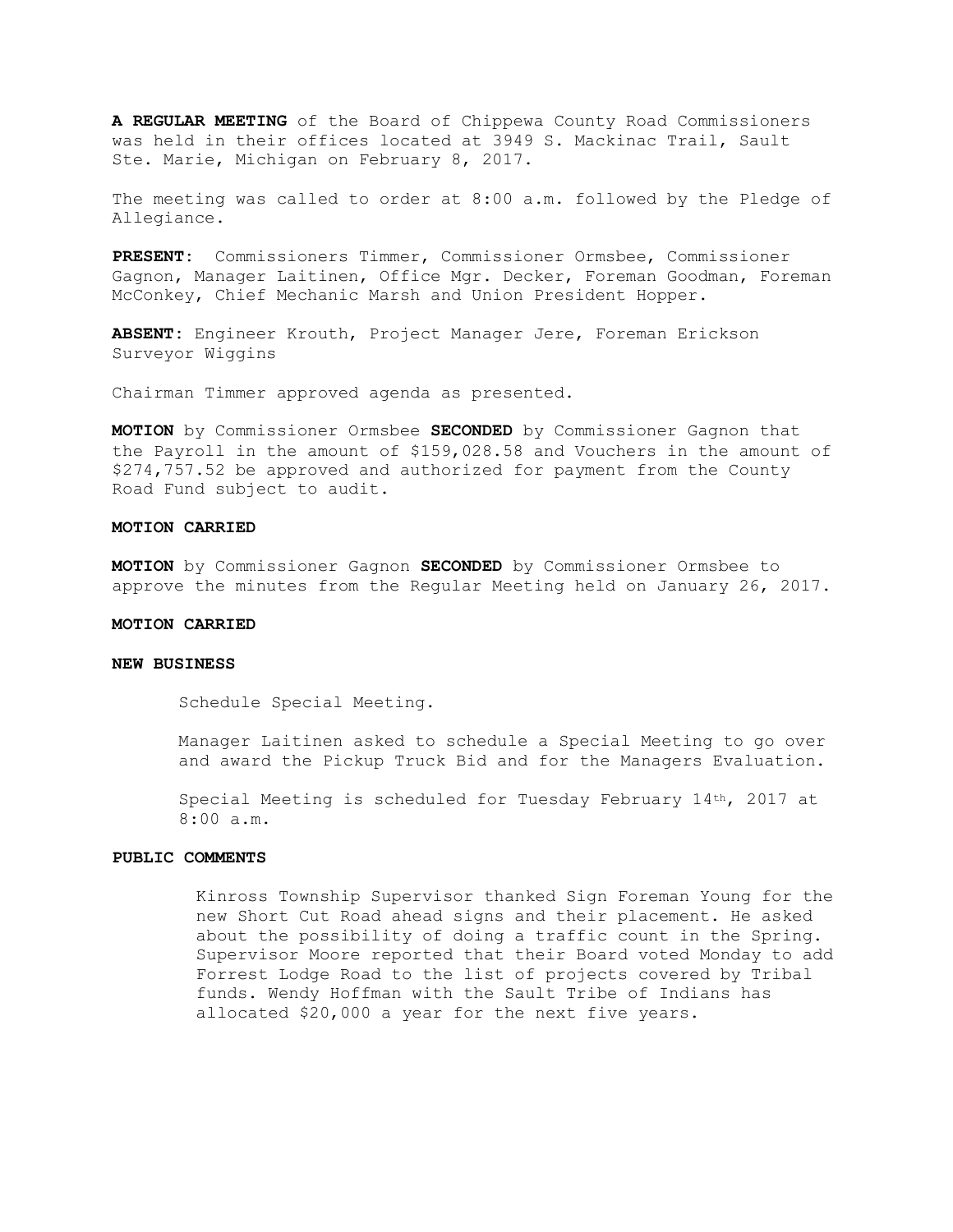**A REGULAR MEETING** of the Board of Chippewa County Road Commissioners was held in their offices located at 3949 S. Mackinac Trail, Sault Ste. Marie, Michigan on February 8, 2017.

The meeting was called to order at 8:00 a.m. followed by the Pledge of Allegiance.

**PRESENT**: Commissioners Timmer, Commissioner Ormsbee, Commissioner Gagnon, Manager Laitinen, Office Mgr. Decker, Foreman Goodman, Foreman McConkey, Chief Mechanic Marsh and Union President Hopper.

**ABSENT**: Engineer Krouth, Project Manager Jere, Foreman Erickson Surveyor Wiggins

Chairman Timmer approved agenda as presented.

**MOTION** by Commissioner Ormsbee **SECONDED** by Commissioner Gagnon that the Payroll in the amount of $159,028.58 and Vouchers in the amount of $274,757.52 be approved and authorized for payment from the County Road Fund subject to audit.

**MOTION CARRIED**

**MOTION** by Commissioner Gagnon **SECONDED** by Commissioner Ormsbee to approve the minutes from the Regular Meeting held on January 26, 2017.

**MOTION CARRIED**

**NEW BUSINESS**

Schedule Special Meeting.

Manager Laitinen asked to schedule a Special Meeting to go over and award the Pickup Truck Bid and for the Managers Evaluation.

Special Meeting is scheduled for Tuesday February 14th, 2017 at 8:00 a.m.

**PUBLIC COMMENTS**

Kinross Township Supervisor thanked Sign Foreman Young for the new Short Cut Road ahead signs and their placement. He asked about the possibility of doing a traffic count in the Spring. Supervisor Moore reported that their Board voted Monday to add Forrest Lodge Road to the list of projects covered by Tribal funds. Wendy Hoffman with the Sault Tribe of Indians has allocated $20,000 a year for the next five years.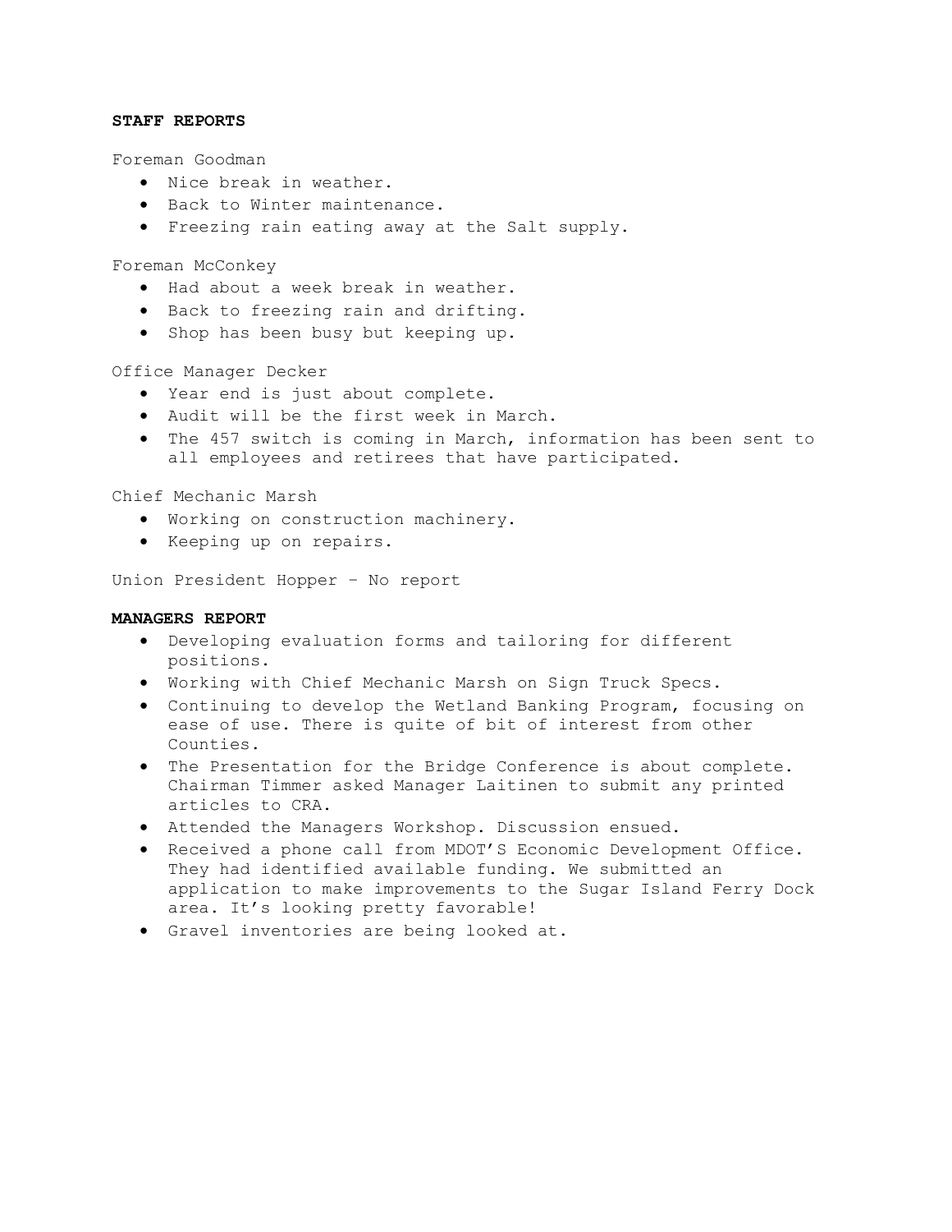## STAFF REPORTS

Foreman Goodman

- Nice break in weather.
- Back to Winter maintenance.
- Freezing rain eating away at the Salt supply.

Foreman McConkey

- Had about a week break in weather.
- Back to freezing rain and drifting.
- Shop has been busy but keeping up.

Office Manager Decker

- Year end is just about complete.
- Audit will be the first week in March.
- The 457 switch is coming in March, information has been sent to all employees and retirees that have participated.

Chief Mechanic Marsh

- Working on construction machinery.
- Keeping up on repairs.

Union President Hopper – No report

## MANAGERS REPORT

- Developing evaluation forms and tailoring for different positions.
- Working with Chief Mechanic Marsh on Sign Truck Specs.
- Continuing to develop the Wetland Banking Program, focusing on ease of use. There is quite of bit of interest from other Counties.
- The Presentation for the Bridge Conference is about complete. Chairman Timmer asked Manager Laitinen to submit any printed articles to CRA.
- Attended the Managers Workshop. Discussion ensued.
- Received a phone call from MDOT'S Economic Development Office. They had identified available funding. We submitted an application to make improvements to the Sugar Island Ferry Dock area. It's looking pretty favorable!
- Gravel inventories are being looked at.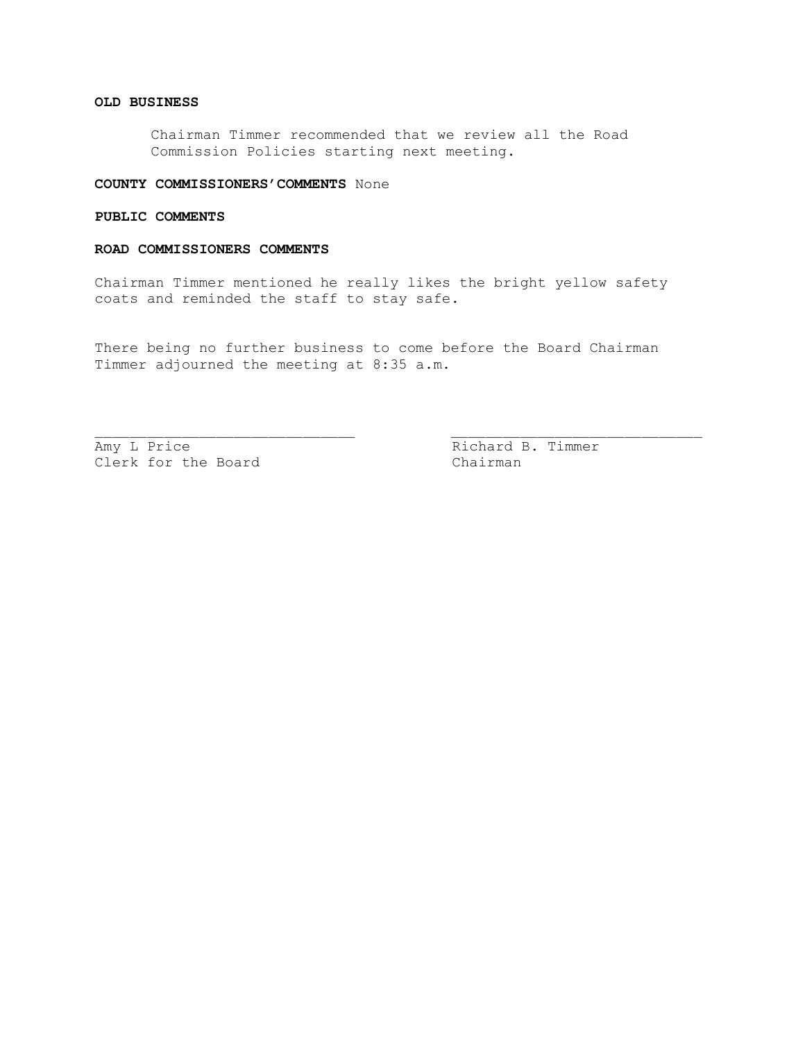**OLD BUSINESS**

Chairman Timmer recommended that we review all the Road Commission Policies starting next meeting.

**COUNTY COMMISSIONERS'COMMENTS** None

**PUBLIC COMMENTS**

**ROAD COMMISSIONERS COMMENTS**

Chairman Timmer mentioned he really likes the bright yellow safety coats and reminded the staff to stay safe.

There being no further business to come before the Board Chairman Timmer adjourned the meeting at 8:35 a.m.

| | |
|---|---|
| ______________________________ | ______________________________ |
| Amy L Price | Richard B. Timmer |
| Clerk for the Board | Chairman |